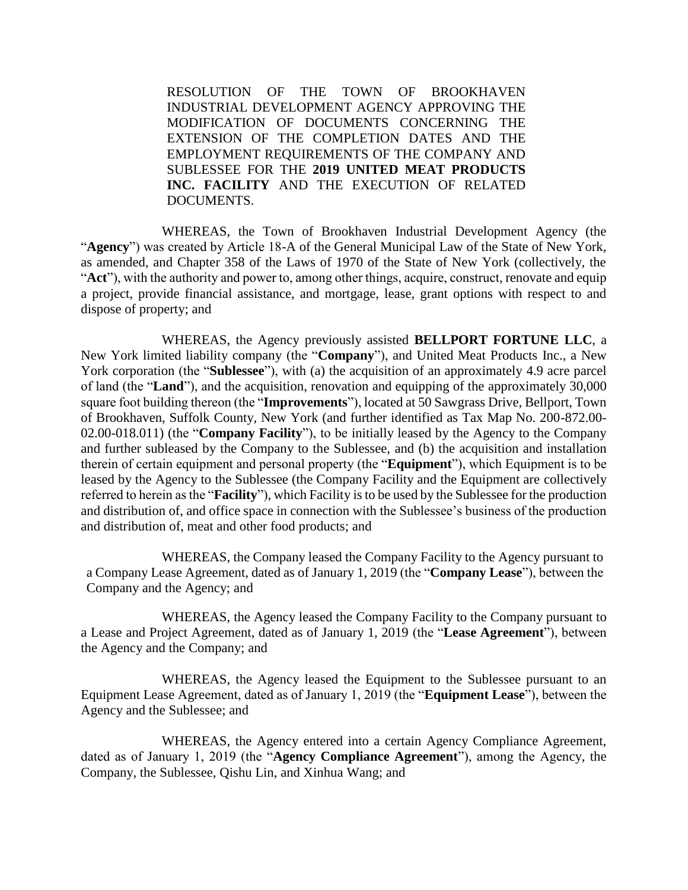RESOLUTION OF THE TOWN OF BROOKHAVEN INDUSTRIAL DEVELOPMENT AGENCY APPROVING THE MODIFICATION OF DOCUMENTS CONCERNING THE EXTENSION OF THE COMPLETION DATES AND THE EMPLOYMENT REQUIREMENTS OF THE COMPANY AND SUBLESSEE FOR THE **2019 UNITED MEAT PRODUCTS INC. FACILITY** AND THE EXECUTION OF RELATED DOCUMENTS.

WHEREAS, the Town of Brookhaven Industrial Development Agency (the "**Agency**") was created by Article 18-A of the General Municipal Law of the State of New York, as amended, and Chapter 358 of the Laws of 1970 of the State of New York (collectively, the "**Act**"), with the authority and power to, among other things, acquire, construct, renovate and equip a project, provide financial assistance, and mortgage, lease, grant options with respect to and dispose of property; and

WHEREAS, the Agency previously assisted **BELLPORT FORTUNE LLC**, a New York limited liability company (the "**Company**"), and United Meat Products Inc., a New York corporation (the "**Sublessee**"), with (a) the acquisition of an approximately 4.9 acre parcel of land (the "**Land**"), and the acquisition, renovation and equipping of the approximately 30,000 square foot building thereon (the "**Improvements**"), located at 50 Sawgrass Drive, Bellport, Town of Brookhaven, Suffolk County, New York (and further identified as Tax Map No. 200-872.00-02.00-018.011) (the "**Company Facility**"), to be initially leased by the Agency to the Company and further subleased by the Company to the Sublessee, and (b) the acquisition and installation therein of certain equipment and personal property (the "**Equipment**"), which Equipment is to be leased by the Agency to the Sublessee (the Company Facility and the Equipment are collectively referred to herein as the "**Facility**"), which Facility is to be used by the Sublessee for the production and distribution of, and office space in connection with the Sublessee's business of the production and distribution of, meat and other food products; and

WHEREAS, the Company leased the Company Facility to the Agency pursuant to a Company Lease Agreement, dated as of January 1, 2019 (the "**Company Lease**"), between the Company and the Agency; and

WHEREAS, the Agency leased the Company Facility to the Company pursuant to a Lease and Project Agreement, dated as of January 1, 2019 (the "**Lease Agreement**"), between the Agency and the Company; and

WHEREAS, the Agency leased the Equipment to the Sublessee pursuant to an Equipment Lease Agreement, dated as of January 1, 2019 (the "**Equipment Lease**"), between the Agency and the Sublessee; and

WHEREAS, the Agency entered into a certain Agency Compliance Agreement, dated as of January 1, 2019 (the "**Agency Compliance Agreement**"), among the Agency, the Company, the Sublessee, Qishu Lin, and Xinhua Wang; and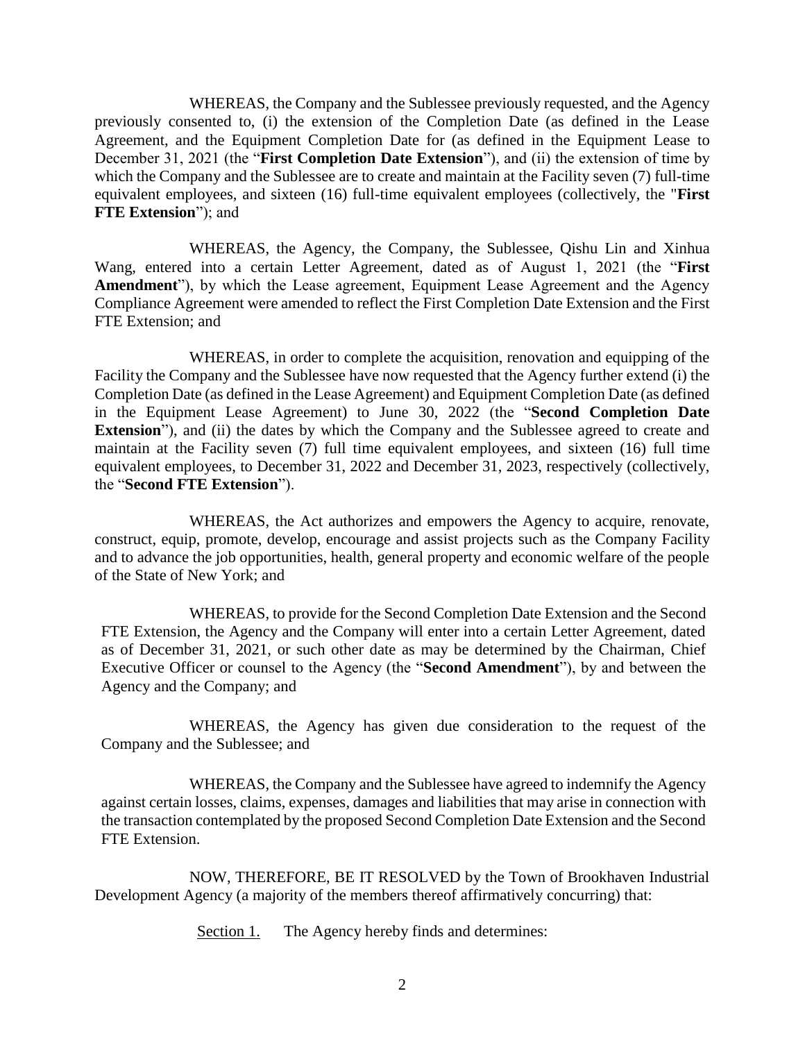WHEREAS, the Company and the Sublessee previously requested, and the Agency previously consented to, (i) the extension of the Completion Date (as defined in the Lease Agreement, and the Equipment Completion Date for (as defined in the Equipment Lease to December 31, 2021 (the "**First Completion Date Extension**"), and (ii) the extension of time by which the Company and the Sublessee are to create and maintain at the Facility seven (7) full-time equivalent employees, and sixteen (16) full-time equivalent employees (collectively, the "**First FTE Extension**"); and

WHEREAS, the Agency, the Company, the Sublessee, Qishu Lin and Xinhua Wang, entered into a certain Letter Agreement, dated as of August 1, 2021 (the "**First Amendment**"), by which the Lease agreement, Equipment Lease Agreement and the Agency Compliance Agreement were amended to reflect the First Completion Date Extension and the First FTE Extension; and

WHEREAS, in order to complete the acquisition, renovation and equipping of the Facility the Company and the Sublessee have now requested that the Agency further extend (i) the Completion Date (as defined in the Lease Agreement) and Equipment Completion Date (as defined in the Equipment Lease Agreement) to June 30, 2022 (the "**Second Completion Date Extension**"), and (ii) the dates by which the Company and the Sublessee agreed to create and maintain at the Facility seven (7) full time equivalent employees, and sixteen (16) full time equivalent employees, to December 31, 2022 and December 31, 2023, respectively (collectively, the "**Second FTE Extension**").

WHEREAS, the Act authorizes and empowers the Agency to acquire, renovate, construct, equip, promote, develop, encourage and assist projects such as the Company Facility and to advance the job opportunities, health, general property and economic welfare of the people of the State of New York; and

WHEREAS, to provide for the Second Completion Date Extension and the Second FTE Extension, the Agency and the Company will enter into a certain Letter Agreement, dated as of December 31, 2021, or such other date as may be determined by the Chairman, Chief Executive Officer or counsel to the Agency (the "**Second Amendment**"), by and between the Agency and the Company; and

WHEREAS, the Agency has given due consideration to the request of the Company and the Sublessee; and

WHEREAS, the Company and the Sublessee have agreed to indemnify the Agency against certain losses, claims, expenses, damages and liabilities that may arise in connection with the transaction contemplated by the proposed Second Completion Date Extension and the Second FTE Extension.

NOW, THEREFORE, BE IT RESOLVED by the Town of Brookhaven Industrial Development Agency (a majority of the members thereof affirmatively concurring) that:

Section 1. The Agency hereby finds and determines: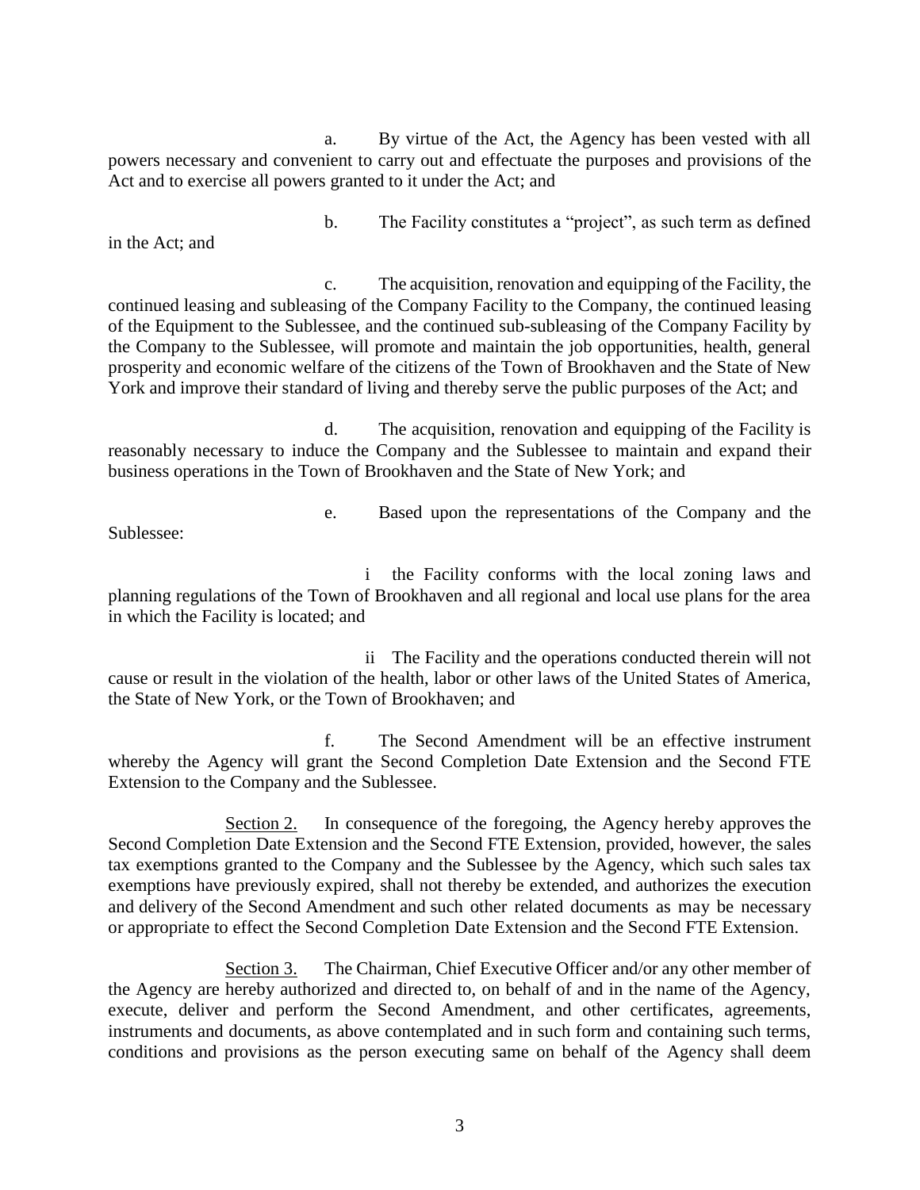a. By virtue of the Act, the Agency has been vested with all powers necessary and convenient to carry out and effectuate the purposes and provisions of the Act and to exercise all powers granted to it under the Act; and

b. The Facility constitutes a "project", as such term as defined in the Act; and

c. The acquisition, renovation and equipping of the Facility, the continued leasing and subleasing of the Company Facility to the Company, the continued leasing of the Equipment to the Sublessee, and the continued sub-subleasing of the Company Facility by the Company to the Sublessee, will promote and maintain the job opportunities, health, general prosperity and economic welfare of the citizens of the Town of Brookhaven and the State of New York and improve their standard of living and thereby serve the public purposes of the Act; and

d. The acquisition, renovation and equipping of the Facility is reasonably necessary to induce the Company and the Sublessee to maintain and expand their business operations in the Town of Brookhaven and the State of New York; and

e. Based upon the representations of the Company and the Sublessee:

i the Facility conforms with the local zoning laws and planning regulations of the Town of Brookhaven and all regional and local use plans for the area in which the Facility is located; and

ii The Facility and the operations conducted therein will not cause or result in the violation of the health, labor or other laws of the United States of America, the State of New York, or the Town of Brookhaven; and

f. The Second Amendment will be an effective instrument whereby the Agency will grant the Second Completion Date Extension and the Second FTE Extension to the Company and the Sublessee.

<u>Section 2.</u> In consequence of the foregoing, the Agency hereby approves the Second Completion Date Extension and the Second FTE Extension, provided, however, the sales tax exemptions granted to the Company and the Sublessee by the Agency, which such sales tax exemptions have previously expired, shall not thereby be extended, and authorizes the execution and delivery of the Second Amendment and such other related documents as may be necessary or appropriate to effect the Second Completion Date Extension and the Second FTE Extension.

<u>Section 3.</u> The Chairman, Chief Executive Officer and/or any other member of the Agency are hereby authorized and directed to, on behalf of and in the name of the Agency, execute, deliver and perform the Second Amendment, and other certificates, agreements, instruments and documents, as above contemplated and in such form and containing such terms, conditions and provisions as the person executing same on behalf of the Agency shall deem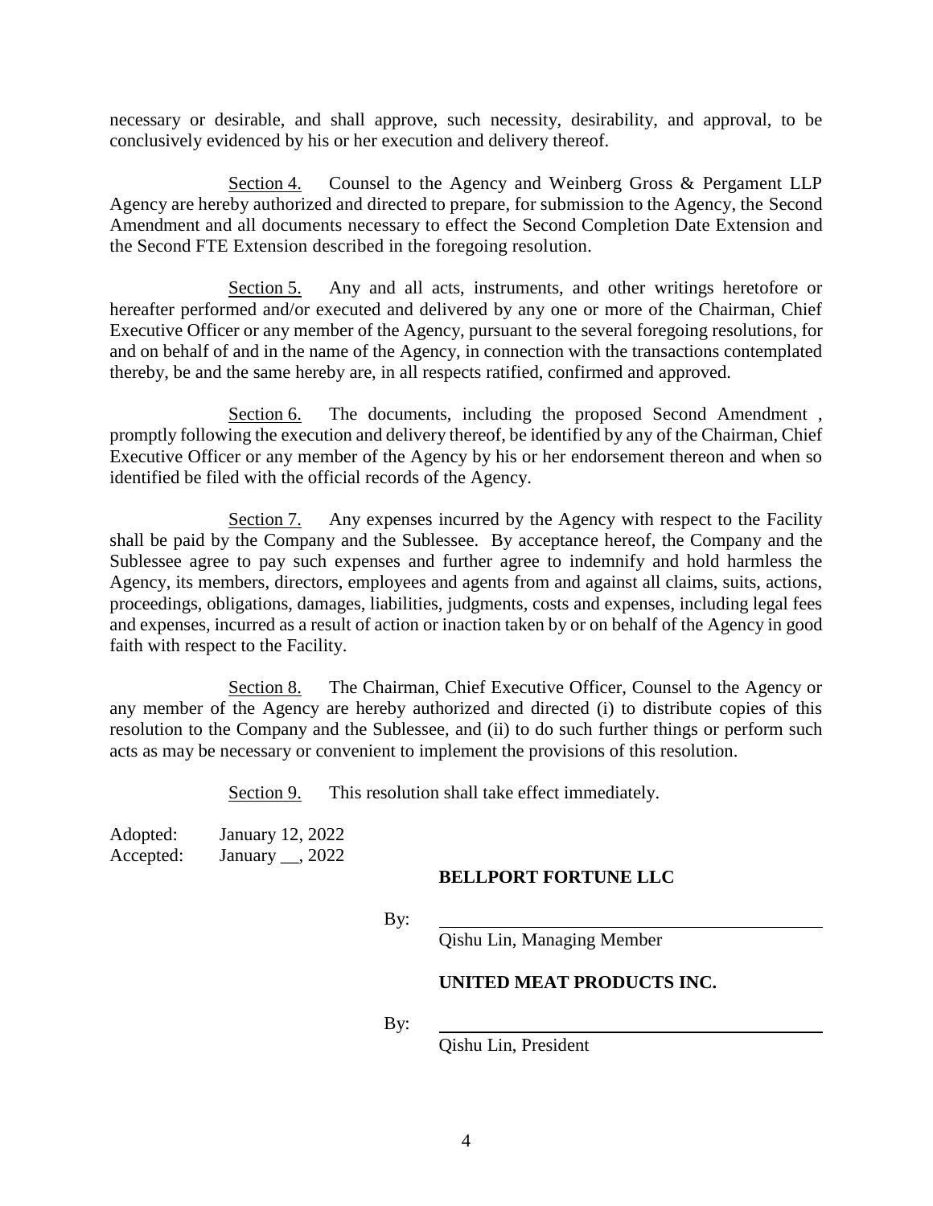necessary or desirable, and shall approve, such necessity, desirability, and approval, to be conclusively evidenced by his or her execution and delivery thereof.

Section 4. Counsel to the Agency and Weinberg Gross & Pergament LLP Agency are hereby authorized and directed to prepare, for submission to the Agency, the Second Amendment and all documents necessary to effect the Second Completion Date Extension and the Second FTE Extension described in the foregoing resolution.

Section 5. Any and all acts, instruments, and other writings heretofore or hereafter performed and/or executed and delivered by any one or more of the Chairman, Chief Executive Officer or any member of the Agency, pursuant to the several foregoing resolutions, for and on behalf of and in the name of the Agency, in connection with the transactions contemplated thereby, be and the same hereby are, in all respects ratified, confirmed and approved.

Section 6. The documents, including the proposed Second Amendment , promptly following the execution and delivery thereof, be identified by any of the Chairman, Chief Executive Officer or any member of the Agency by his or her endorsement thereon and when so identified be filed with the official records of the Agency.

Section 7. Any expenses incurred by the Agency with respect to the Facility shall be paid by the Company and the Sublessee. By acceptance hereof, the Company and the Sublessee agree to pay such expenses and further agree to indemnify and hold harmless the Agency, its members, directors, employees and agents from and against all claims, suits, actions, proceedings, obligations, damages, liabilities, judgments, costs and expenses, including legal fees and expenses, incurred as a result of action or inaction taken by or on behalf of the Agency in good faith with respect to the Facility.

Section 8. The Chairman, Chief Executive Officer, Counsel to the Agency or any member of the Agency are hereby authorized and directed (i) to distribute copies of this resolution to the Company and the Sublessee, and (ii) to do such further things or perform such acts as may be necessary or convenient to implement the provisions of this resolution.

Section 9. This resolution shall take effect immediately.

Adopted: January 12, 2022
Accepted: January __, 2022

**BELLPORT FORTUNE LLC**

By: ______________________________
Qishu Lin, Managing Member

**UNITED MEAT PRODUCTS INC.**

By: ______________________________
Qishu Lin, President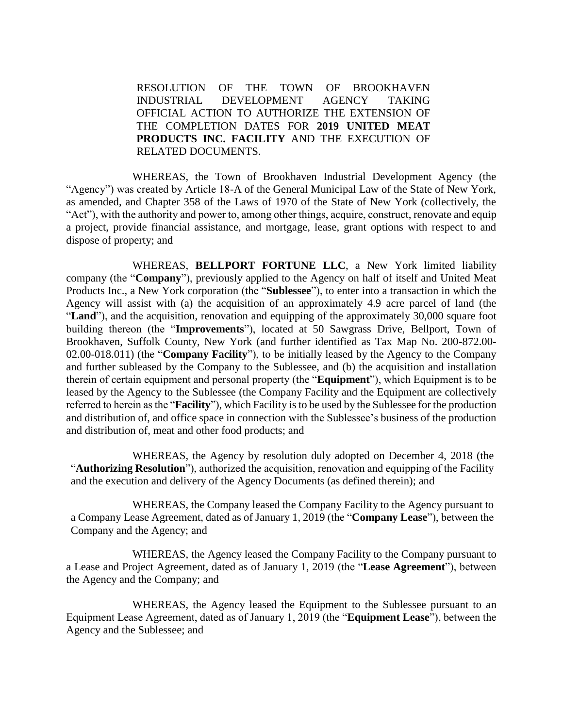RESOLUTION OF THE TOWN OF BROOKHAVEN INDUSTRIAL DEVELOPMENT AGENCY TAKING OFFICIAL ACTION TO AUTHORIZE THE EXTENSION OF THE COMPLETION DATES FOR **2019 UNITED MEAT PRODUCTS INC. FACILITY** AND THE EXECUTION OF RELATED DOCUMENTS.

WHEREAS, the Town of Brookhaven Industrial Development Agency (the "Agency") was created by Article 18-A of the General Municipal Law of the State of New York, as amended, and Chapter 358 of the Laws of 1970 of the State of New York (collectively, the "Act"), with the authority and power to, among other things, acquire, construct, renovate and equip a project, provide financial assistance, and mortgage, lease, grant options with respect to and dispose of property; and

WHEREAS, **BELLPORT FORTUNE LLC**, a New York limited liability company (the "**Company**"), previously applied to the Agency on half of itself and United Meat Products Inc., a New York corporation (the "**Sublessee**"), to enter into a transaction in which the Agency will assist with (a) the acquisition of an approximately 4.9 acre parcel of land (the "**Land**"), and the acquisition, renovation and equipping of the approximately 30,000 square foot building thereon (the "**Improvements**"), located at 50 Sawgrass Drive, Bellport, Town of Brookhaven, Suffolk County, New York (and further identified as Tax Map No. 200-872.00-02.00-018.011) (the "**Company Facility**"), to be initially leased by the Agency to the Company and further subleased by the Company to the Sublessee, and (b) the acquisition and installation therein of certain equipment and personal property (the "**Equipment**"), which Equipment is to be leased by the Agency to the Sublessee (the Company Facility and the Equipment are collectively referred to herein as the "**Facility**"), which Facility is to be used by the Sublessee for the production and distribution of, and office space in connection with the Sublessee's business of the production and distribution of, meat and other food products; and

WHEREAS, the Agency by resolution duly adopted on December 4, 2018 (the "**Authorizing Resolution**"), authorized the acquisition, renovation and equipping of the Facility and the execution and delivery of the Agency Documents (as defined therein); and

WHEREAS, the Company leased the Company Facility to the Agency pursuant to a Company Lease Agreement, dated as of January 1, 2019 (the "**Company Lease**"), between the Company and the Agency; and

WHEREAS, the Agency leased the Company Facility to the Company pursuant to a Lease and Project Agreement, dated as of January 1, 2019 (the "**Lease Agreement**"), between the Agency and the Company; and

WHEREAS, the Agency leased the Equipment to the Sublessee pursuant to an Equipment Lease Agreement, dated as of January 1, 2019 (the "**Equipment Lease**"), between the Agency and the Sublessee; and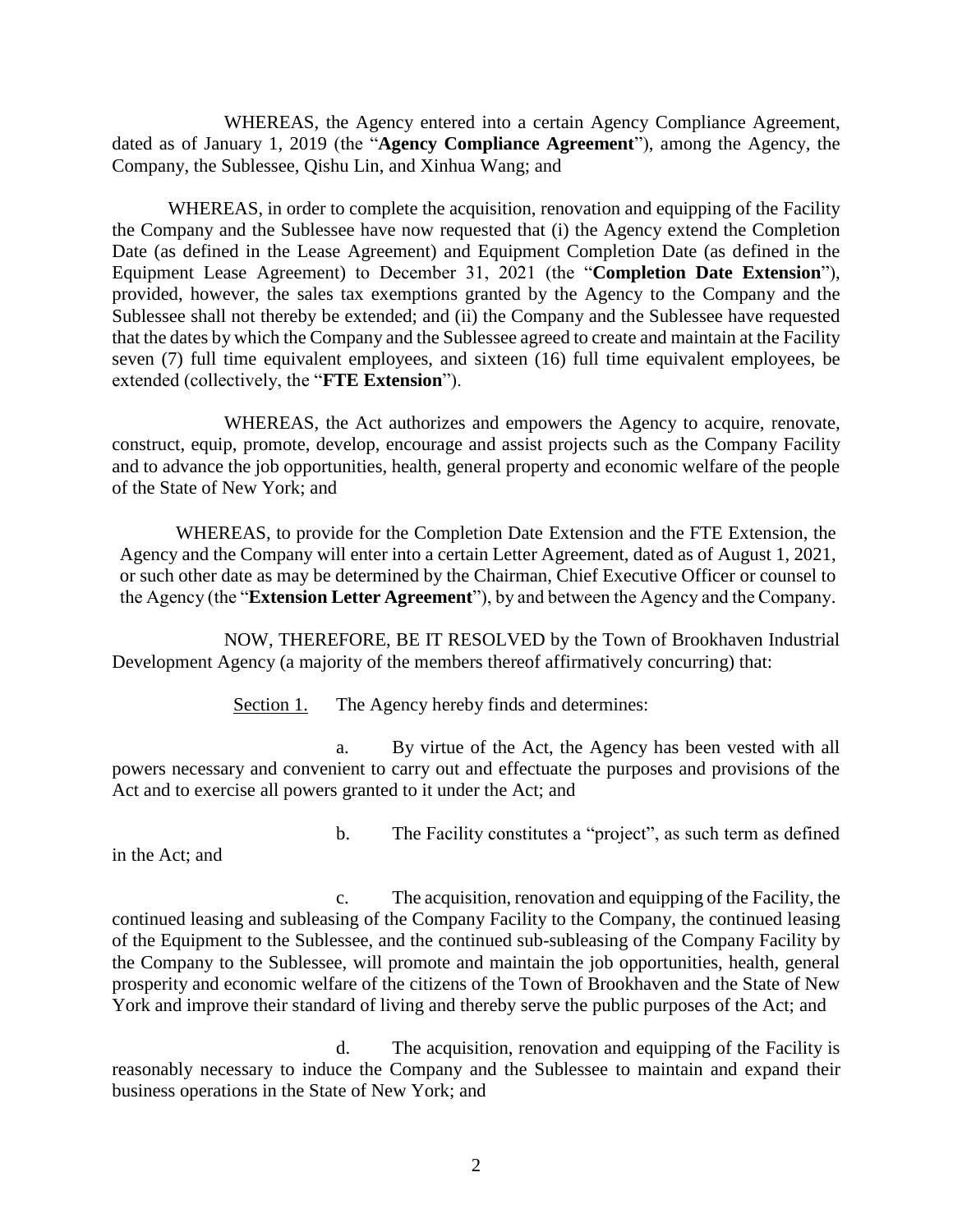WHEREAS, the Agency entered into a certain Agency Compliance Agreement, dated as of January 1, 2019 (the "**Agency Compliance Agreement**"), among the Agency, the Company, the Sublessee, Qishu Lin, and Xinhua Wang; and

WHEREAS, in order to complete the acquisition, renovation and equipping of the Facility the Company and the Sublessee have now requested that (i) the Agency extend the Completion Date (as defined in the Lease Agreement) and Equipment Completion Date (as defined in the Equipment Lease Agreement) to December 31, 2021 (the "**Completion Date Extension**"), provided, however, the sales tax exemptions granted by the Agency to the Company and the Sublessee shall not thereby be extended; and (ii) the Company and the Sublessee have requested that the dates by which the Company and the Sublessee agreed to create and maintain at the Facility seven (7) full time equivalent employees, and sixteen (16) full time equivalent employees, be extended (collectively, the "**FTE Extension**").

WHEREAS, the Act authorizes and empowers the Agency to acquire, renovate, construct, equip, promote, develop, encourage and assist projects such as the Company Facility and to advance the job opportunities, health, general property and economic welfare of the people of the State of New York; and

WHEREAS, to provide for the Completion Date Extension and the FTE Extension, the Agency and the Company will enter into a certain Letter Agreement, dated as of August 1, 2021, or such other date as may be determined by the Chairman, Chief Executive Officer or counsel to the Agency (the "**Extension Letter Agreement**"), by and between the Agency and the Company.

NOW, THEREFORE, BE IT RESOLVED by the Town of Brookhaven Industrial Development Agency (a majority of the members thereof affirmatively concurring) that:

Section 1. The Agency hereby finds and determines:

a. By virtue of the Act, the Agency has been vested with all powers necessary and convenient to carry out and effectuate the purposes and provisions of the Act and to exercise all powers granted to it under the Act; and

b. The Facility constitutes a "project", as such term as defined in the Act; and

c. The acquisition, renovation and equipping of the Facility, the continued leasing and subleasing of the Company Facility to the Company, the continued leasing of the Equipment to the Sublessee, and the continued sub-subleasing of the Company Facility by the Company to the Sublessee, will promote and maintain the job opportunities, health, general prosperity and economic welfare of the citizens of the Town of Brookhaven and the State of New York and improve their standard of living and thereby serve the public purposes of the Act; and

d. The acquisition, renovation and equipping of the Facility is reasonably necessary to induce the Company and the Sublessee to maintain and expand their business operations in the State of New York; and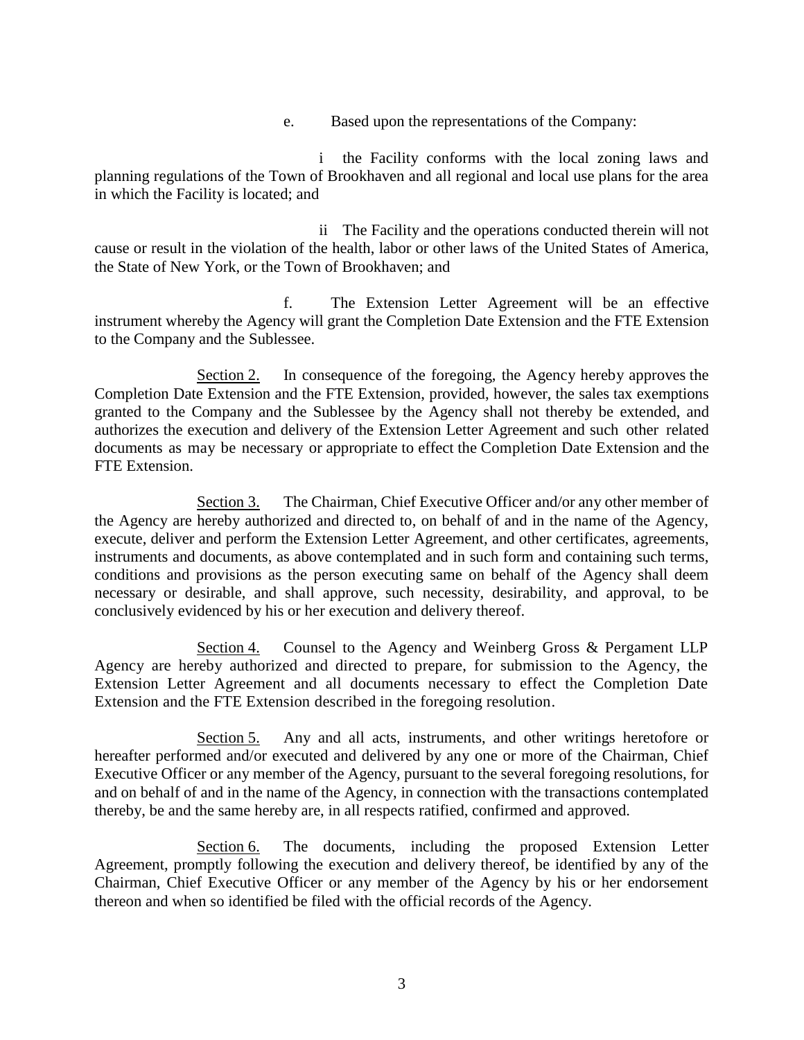e. Based upon the representations of the Company:

i the Facility conforms with the local zoning laws and planning regulations of the Town of Brookhaven and all regional and local use plans for the area in which the Facility is located; and

ii The Facility and the operations conducted therein will not cause or result in the violation of the health, labor or other laws of the United States of America, the State of New York, or the Town of Brookhaven; and

f. The Extension Letter Agreement will be an effective instrument whereby the Agency will grant the Completion Date Extension and the FTE Extension to the Company and the Sublessee.

<u>Section 2.</u> In consequence of the foregoing, the Agency hereby approves the Completion Date Extension and the FTE Extension, provided, however, the sales tax exemptions granted to the Company and the Sublessee by the Agency shall not thereby be extended, and authorizes the execution and delivery of the Extension Letter Agreement and such other related documents as may be necessary or appropriate to effect the Completion Date Extension and the FTE Extension.

<u>Section 3.</u> The Chairman, Chief Executive Officer and/or any other member of the Agency are hereby authorized and directed to, on behalf of and in the name of the Agency, execute, deliver and perform the Extension Letter Agreement, and other certificates, agreements, instruments and documents, as above contemplated and in such form and containing such terms, conditions and provisions as the person executing same on behalf of the Agency shall deem necessary or desirable, and shall approve, such necessity, desirability, and approval, to be conclusively evidenced by his or her execution and delivery thereof.

<u>Section 4.</u> Counsel to the Agency and Weinberg Gross & Pergament LLP Agency are hereby authorized and directed to prepare, for submission to the Agency, the Extension Letter Agreement and all documents necessary to effect the Completion Date Extension and the FTE Extension described in the foregoing resolution.

<u>Section 5.</u> Any and all acts, instruments, and other writings heretofore or hereafter performed and/or executed and delivered by any one or more of the Chairman, Chief Executive Officer or any member of the Agency, pursuant to the several foregoing resolutions, for and on behalf of and in the name of the Agency, in connection with the transactions contemplated thereby, be and the same hereby are, in all respects ratified, confirmed and approved.

<u>Section 6.</u> The documents, including the proposed Extension Letter Agreement, promptly following the execution and delivery thereof, be identified by any of the Chairman, Chief Executive Officer or any member of the Agency by his or her endorsement thereon and when so identified be filed with the official records of the Agency.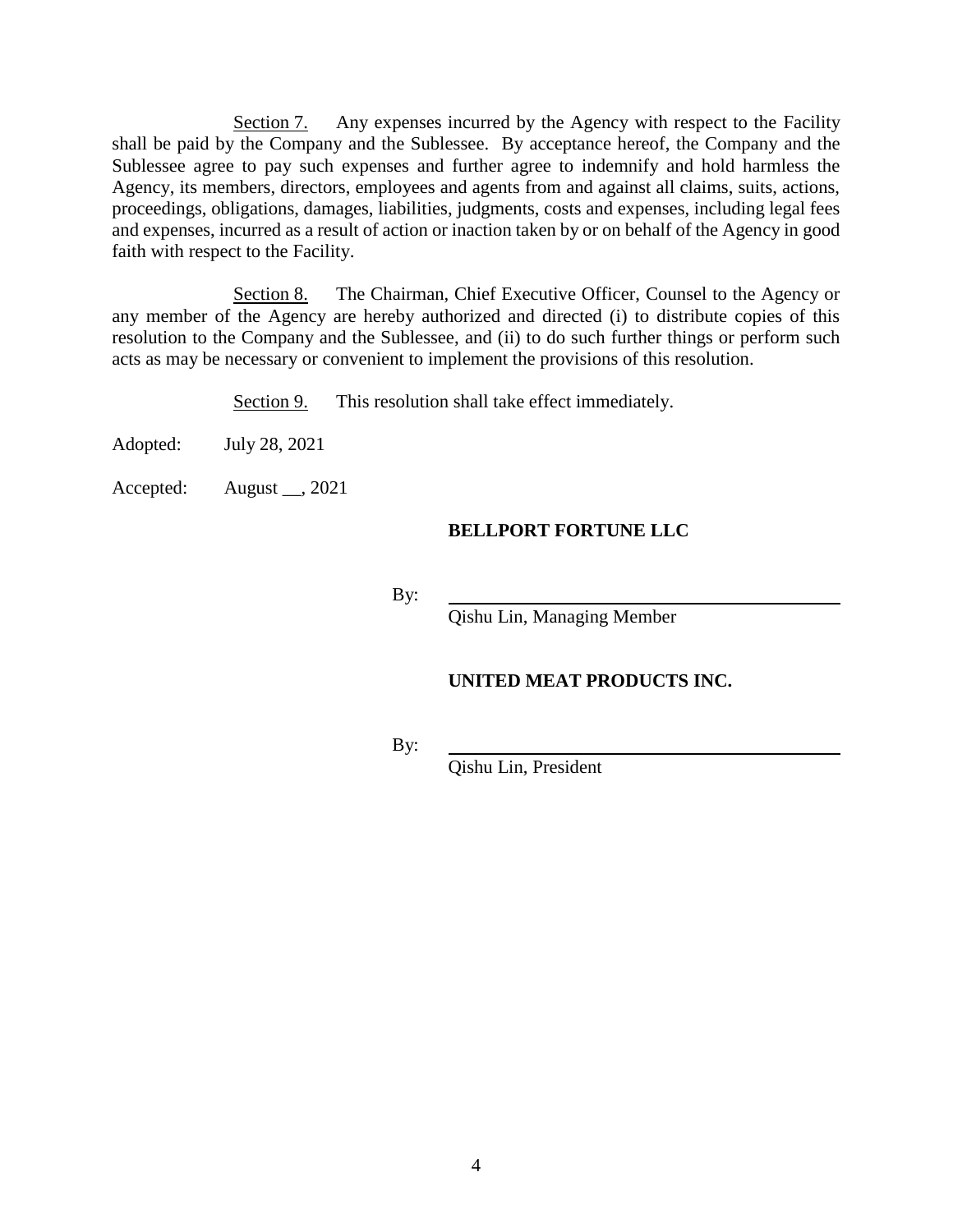Section 7. Any expenses incurred by the Agency with respect to the Facility shall be paid by the Company and the Sublessee. By acceptance hereof, the Company and the Sublessee agree to pay such expenses and further agree to indemnify and hold harmless the Agency, its members, directors, employees and agents from and against all claims, suits, actions, proceedings, obligations, damages, liabilities, judgments, costs and expenses, including legal fees and expenses, incurred as a result of action or inaction taken by or on behalf of the Agency in good faith with respect to the Facility.

Section 8. The Chairman, Chief Executive Officer, Counsel to the Agency or any member of the Agency are hereby authorized and directed (i) to distribute copies of this resolution to the Company and the Sublessee, and (ii) to do such further things or perform such acts as may be necessary or convenient to implement the provisions of this resolution.

Section 9. This resolution shall take effect immediately.

Adopted: July 28, 2021

Accepted: August __, 2021

**BELLPORT FORTUNE LLC**

By: ______________________________
Qishu Lin, Managing Member

**UNITED MEAT PRODUCTS INC.**

By: ______________________________
Qishu Lin, President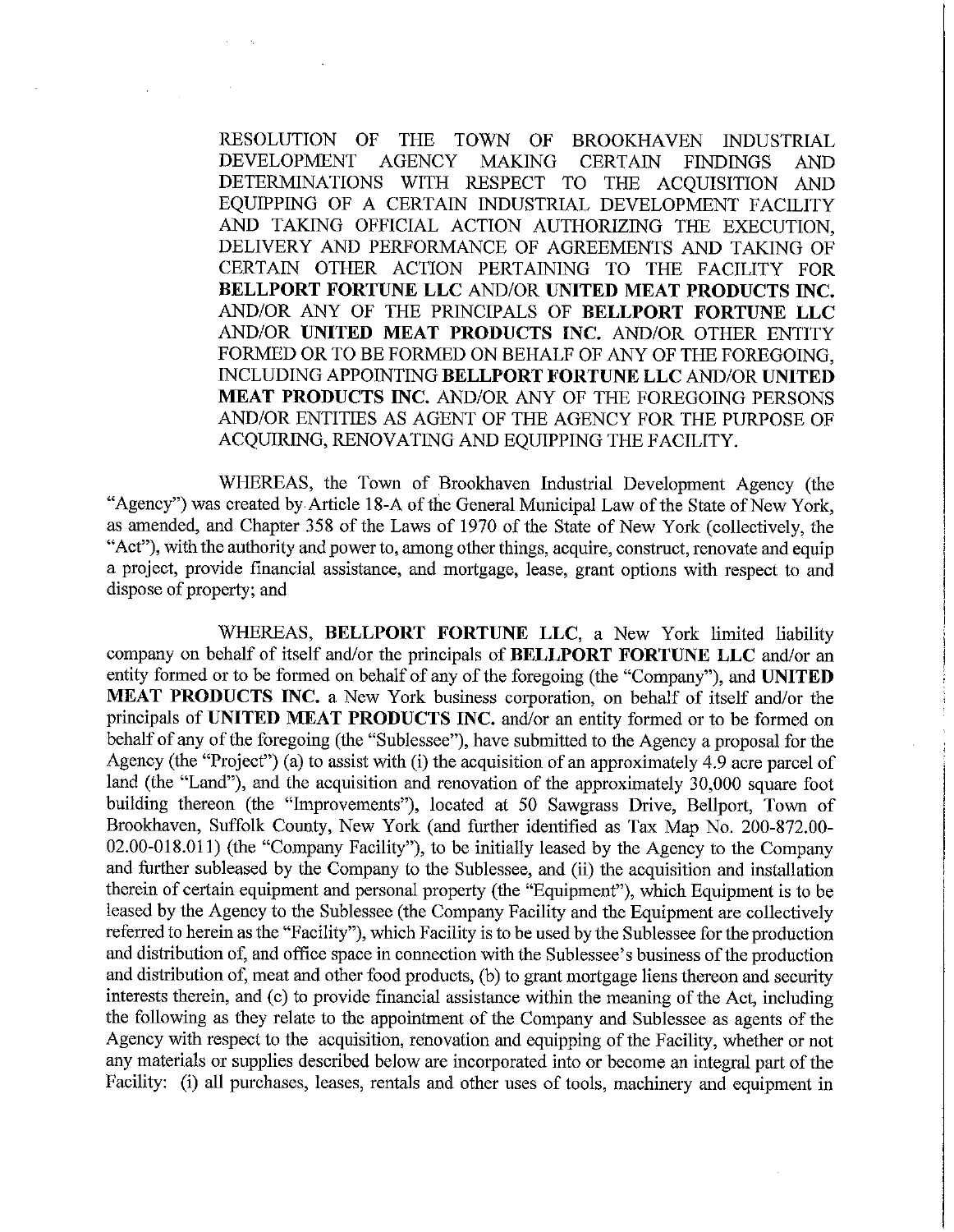RESOLUTION OF THE TOWN OF BROOKHAVEN INDUSTRIAL DEVELOPMENT AGENCY MAKING CERTAIN FINDINGS AND DETERMINATIONS WITH RESPECT TO THE ACQUISITION AND EQUIPPING OF A CERTAIN INDUSTRIAL DEVELOPMENT FACILITY AND TAKING OFFICIAL ACTION AUTHORIZING THE EXECUTION, DELIVERY AND PERFORMANCE OF AGREEMENTS AND TAKING OF CERTAIN OTHER ACTION PERTAINING TO THE FACILITY FOR **BELLPORT FORTUNE LLC** AND/OR **UNITED MEAT PRODUCTS INC.** AND/OR ANY OF THE PRINCIPALS OF **BELLPORT FORTUNE LLC** AND/OR **UNITED MEAT PRODUCTS INC.** AND/OR OTHER ENTITY FORMED OR TO BE FORMED ON BEHALF OF ANY OF THE FOREGOING, INCLUDING APPOINTING **BELLPORT FORTUNE LLC** AND/OR **UNITED MEAT PRODUCTS INC.** AND/OR ANY OF THE FOREGOING PERSONS AND/OR ENTITIES AS AGENT OF THE AGENCY FOR THE PURPOSE OF ACQUIRING, RENOVATING AND EQUIPPING THE FACILITY.

WHEREAS, the Town of Brookhaven Industrial Development Agency (the "Agency") was created by Article 18-A of the General Municipal Law of the State of New York, as amended, and Chapter 358 of the Laws of 1970 of the State of New York (collectively, the "Act"), with the authority and power to, among other things, acquire, construct, renovate and equip a project, provide financial assistance, and mortgage, lease, grant options with respect to and dispose of property; and

WHEREAS, **BELLPORT FORTUNE LLC**, a New York limited liability company on behalf of itself and/or the principals of **BELLPORT FORTUNE LLC** and/or an entity formed or to be formed on behalf of any of the foregoing (the "Company"), and **UNITED MEAT PRODUCTS INC.** a New York business corporation, on behalf of itself and/or the principals of **UNITED MEAT PRODUCTS INC.** and/or an entity formed or to be formed on behalf of any of the foregoing (the "Sublessee"), have submitted to the Agency a proposal for the Agency (the "Project") (a) to assist with (i) the acquisition of an approximately 4.9 acre parcel of land (the "Land"), and the acquisition and renovation of the approximately 30,000 square foot building thereon (the "Improvements"), located at 50 Sawgrass Drive, Bellport, Town of Brookhaven, Suffolk County, New York (and further identified as Tax Map No. 200-872.00-02.00-018.011) (the "Company Facility"), to be initially leased by the Agency to the Company and further subleased by the Company to the Sublessee, and (ii) the acquisition and installation therein of certain equipment and personal property (the "Equipment"), which Equipment is to be leased by the Agency to the Sublessee (the Company Facility and the Equipment are collectively referred to herein as the "Facility"), which Facility is to be used by the Sublessee for the production and distribution of, and office space in connection with the Sublessee's business of the production and distribution of, meat and other food products, (b) to grant mortgage liens thereon and security interests therein, and (c) to provide financial assistance within the meaning of the Act, including the following as they relate to the appointment of the Company and Sublessee as agents of the Agency with respect to the acquisition, renovation and equipping of the Facility, whether or not any materials or supplies described below are incorporated into or become an integral part of the Facility: (i) all purchases, leases, rentals and other uses of tools, machinery and equipment in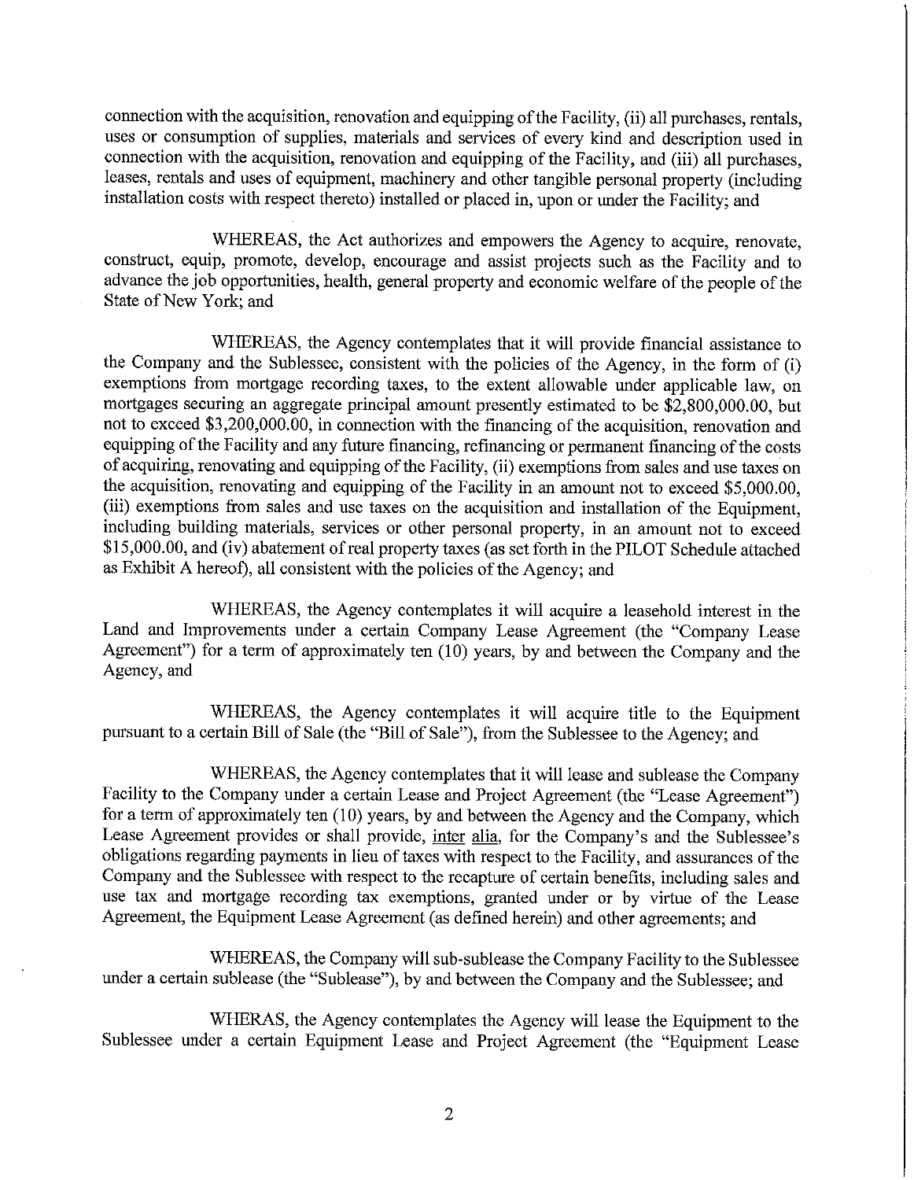connection with the acquisition, renovation and equipping of the Facility, (ii) all purchases, rentals, uses or consumption of supplies, materials and services of every kind and description used in connection with the acquisition, renovation and equipping of the Facility, and (iii) all purchases, leases, rentals and uses of equipment, machinery and other tangible personal property (including installation costs with respect thereto) installed or placed in, upon or under the Facility; and

WHEREAS, the Act authorizes and empowers the Agency to acquire, renovate, construct, equip, promote, develop, encourage and assist projects such as the Facility and to advance the job opportunities, health, general property and economic welfare of the people of the State of New York; and

WHEREAS, the Agency contemplates that it will provide financial assistance to the Company and the Sublessee, consistent with the policies of the Agency, in the form of (i) exemptions from mortgage recording taxes, to the extent allowable under applicable law, on mortgages securing an aggregate principal amount presently estimated to be $2,800,000.00, but not to exceed $3,200,000.00, in connection with the financing of the acquisition, renovation and equipping of the Facility and any future financing, refinancing or permanent financing of the costs of acquiring, renovating and equipping of the Facility, (ii) exemptions from sales and use taxes on the acquisition, renovating and equipping of the Facility in an amount not to exceed $5,000.00, (iii) exemptions from sales and use taxes on the acquisition and installation of the Equipment, including building materials, services or other personal property, in an amount not to exceed $15,000.00, and (iv) abatement of real property taxes (as set forth in the PILOT Schedule attached as Exhibit A hereof), all consistent with the policies of the Agency; and

WHEREAS, the Agency contemplates it will acquire a leasehold interest in the Land and Improvements under a certain Company Lease Agreement (the "Company Lease Agreement") for a term of approximately ten (10) years, by and between the Company and the Agency, and

WHEREAS, the Agency contemplates it will acquire title to the Equipment pursuant to a certain Bill of Sale (the "Bill of Sale"), from the Sublessee to the Agency; and

WHEREAS, the Agency contemplates that it will lease and sublease the Company Facility to the Company under a certain Lease and Project Agreement (the "Lease Agreement") for a term of approximately ten (10) years, by and between the Agency and the Company, which Lease Agreement provides or shall provide, inter alia, for the Company's and the Sublessee's obligations regarding payments in lieu of taxes with respect to the Facility, and assurances of the Company and the Sublessee with respect to the recapture of certain benefits, including sales and use tax and mortgage recording tax exemptions, granted under or by virtue of the Lease Agreement, the Equipment Lease Agreement (as defined herein) and other agreements; and

WHEREAS, the Company will sub-sublease the Company Facility to the Sublessee under a certain sublease (the "Sublease"), by and between the Company and the Sublessee; and

WHERAS, the Agency contemplates the Agency will lease the Equipment to the Sublessee under a certain Equipment Lease and Project Agreement (the "Equipment Lease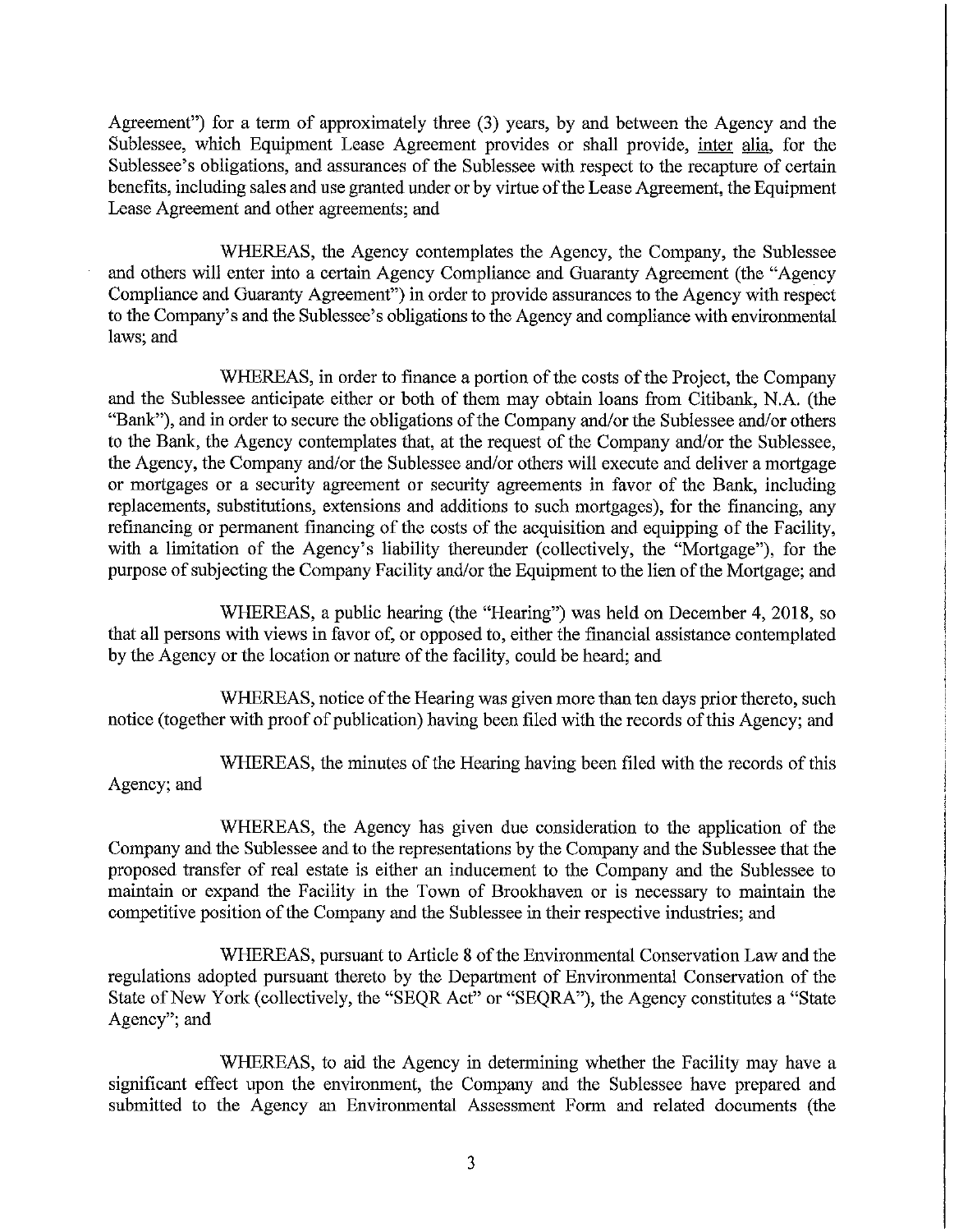Agreement") for a term of approximately three (3) years, by and between the Agency and the Sublessee, which Equipment Lease Agreement provides or shall provide, inter alia, for the Sublessee's obligations, and assurances of the Sublessee with respect to the recapture of certain benefits, including sales and use granted under or by virtue of the Lease Agreement, the Equipment Lease Agreement and other agreements; and

WHEREAS, the Agency contemplates the Agency, the Company, the Sublessee and others will enter into a certain Agency Compliance and Guaranty Agreement (the "Agency Compliance and Guaranty Agreement") in order to provide assurances to the Agency with respect to the Company's and the Sublessee's obligations to the Agency and compliance with environmental laws; and

WHEREAS, in order to finance a portion of the costs of the Project, the Company and the Sublessee anticipate either or both of them may obtain loans from Citibank, N.A. (the "Bank"), and in order to secure the obligations of the Company and/or the Sublessee and/or others to the Bank, the Agency contemplates that, at the request of the Company and/or the Sublessee, the Agency, the Company and/or the Sublessee and/or others will execute and deliver a mortgage or mortgages or a security agreement or security agreements in favor of the Bank, including replacements, substitutions, extensions and additions to such mortgages), for the financing, any refinancing or permanent financing of the costs of the acquisition and equipping of the Facility, with a limitation of the Agency's liability thereunder (collectively, the "Mortgage"), for the purpose of subjecting the Company Facility and/or the Equipment to the lien of the Mortgage; and

WHEREAS, a public hearing (the "Hearing") was held on December 4, 2018, so that all persons with views in favor of, or opposed to, either the financial assistance contemplated by the Agency or the location or nature of the facility, could be heard; and

WHEREAS, notice of the Hearing was given more than ten days prior thereto, such notice (together with proof of publication) having been filed with the records of this Agency; and

WHEREAS, the minutes of the Hearing having been filed with the records of this Agency; and

WHEREAS, the Agency has given due consideration to the application of the Company and the Sublessee and to the representations by the Company and the Sublessee that the proposed transfer of real estate is either an inducement to the Company and the Sublessee to maintain or expand the Facility in the Town of Brookhaven or is necessary to maintain the competitive position of the Company and the Sublessee in their respective industries; and

WHEREAS, pursuant to Article 8 of the Environmental Conservation Law and the regulations adopted pursuant thereto by the Department of Environmental Conservation of the State of New York (collectively, the "SEQR Act" or "SEQRA"), the Agency constitutes a "State Agency"; and

WHEREAS, to aid the Agency in determining whether the Facility may have a significant effect upon the environment, the Company and the Sublessee have prepared and submitted to the Agency an Environmental Assessment Form and related documents (the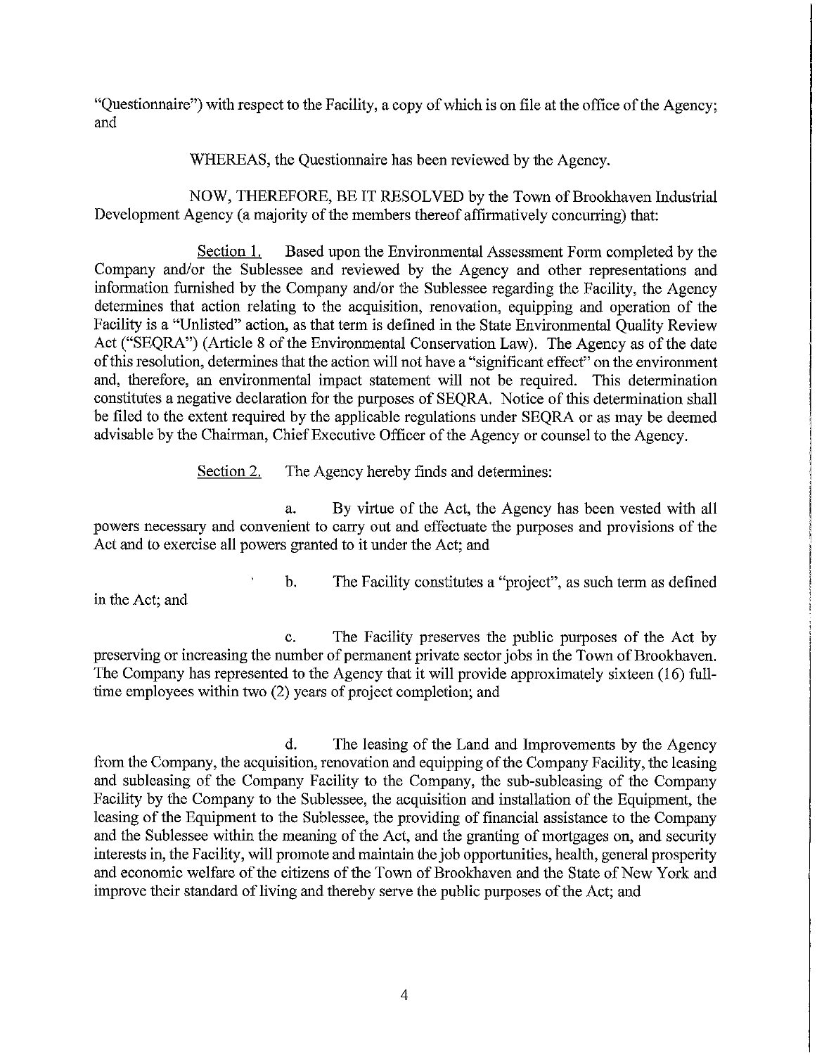"Questionnaire") with respect to the Facility, a copy of which is on file at the office of the Agency; and

WHEREAS, the Questionnaire has been reviewed by the Agency.

NOW, THEREFORE, BE IT RESOLVED by the Town of Brookhaven Industrial Development Agency (a majority of the members thereof affirmatively concurring) that:

Section 1. Based upon the Environmental Assessment Form completed by the Company and/or the Sublessee and reviewed by the Agency and other representations and information furnished by the Company and/or the Sublessee regarding the Facility, the Agency determines that action relating to the acquisition, renovation, equipping and operation of the Facility is a "Unlisted" action, as that term is defined in the State Environmental Quality Review Act ("SEQRA") (Article 8 of the Environmental Conservation Law). The Agency as of the date of this resolution, determines that the action will not have a "significant effect" on the environment and, therefore, an environmental impact statement will not be required. This determination constitutes a negative declaration for the purposes of SEQRA. Notice of this determination shall be filed to the extent required by the applicable regulations under SEQRA or as may be deemed advisable by the Chairman, Chief Executive Officer of the Agency or counsel to the Agency.

Section 2. The Agency hereby finds and determines:

a. By virtue of the Act, the Agency has been vested with all powers necessary and convenient to carry out and effectuate the purposes and provisions of the Act and to exercise all powers granted to it under the Act; and

b. The Facility constitutes a "project", as such term as defined in the Act; and

c. The Facility preserves the public purposes of the Act by preserving or increasing the number of permanent private sector jobs in the Town of Brookhaven. The Company has represented to the Agency that it will provide approximately sixteen (16) full-time employees within two (2) years of project completion; and

d. The leasing of the Land and Improvements by the Agency from the Company, the acquisition, renovation and equipping of the Company Facility, the leasing and subleasing of the Company Facility to the Company, the sub-subleasing of the Company Facility by the Company to the Sublessee, the acquisition and installation of the Equipment, the leasing of the Equipment to the Sublessee, the providing of financial assistance to the Company and the Sublessee within the meaning of the Act, and the granting of mortgages on, and security interests in, the Facility, will promote and maintain the job opportunities, health, general prosperity and economic welfare of the citizens of the Town of Brookhaven and the State of New York and improve their standard of living and thereby serve the public purposes of the Act; and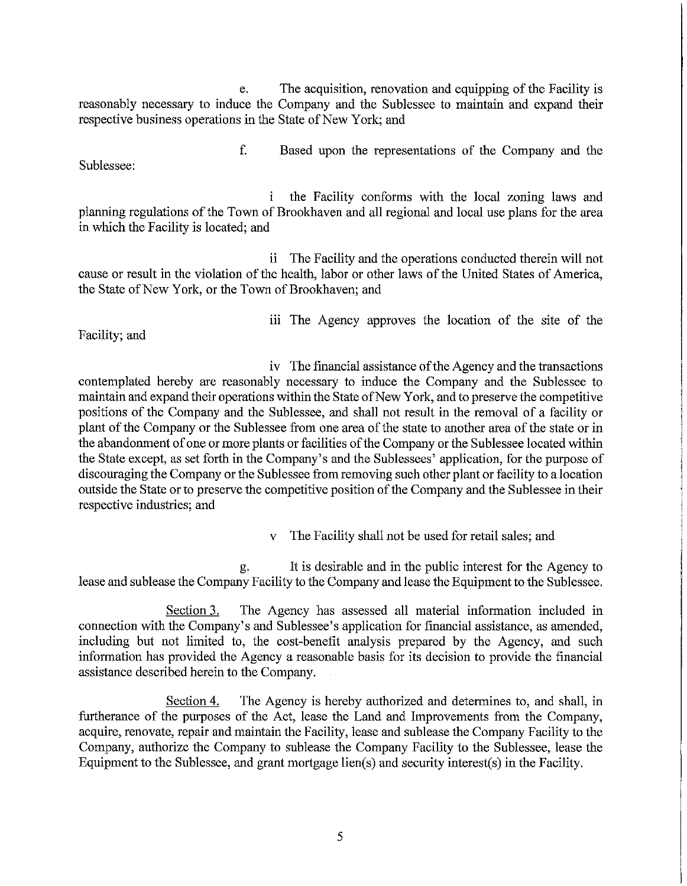e. The acquisition, renovation and equipping of the Facility is reasonably necessary to induce the Company and the Sublessee to maintain and expand their respective business operations in the State of New York; and

f. Based upon the representations of the Company and the Sublessee:

i the Facility conforms with the local zoning laws and planning regulations of the Town of Brookhaven and all regional and local use plans for the area in which the Facility is located; and

ii The Facility and the operations conducted therein will not cause or result in the violation of the health, labor or other laws of the United States of America, the State of New York, or the Town of Brookhaven; and

iii The Agency approves the location of the site of the Facility; and

iv The financial assistance of the Agency and the transactions contemplated hereby are reasonably necessary to induce the Company and the Sublessee to maintain and expand their operations within the State of New York, and to preserve the competitive positions of the Company and the Sublessee, and shall not result in the removal of a facility or plant of the Company or the Sublessee from one area of the state to another area of the state or in the abandonment of one or more plants or facilities of the Company or the Sublessee located within the State except, as set forth in the Company's and the Sublessees' application, for the purpose of discouraging the Company or the Sublessee from removing such other plant or facility to a location outside the State or to preserve the competitive position of the Company and the Sublessee in their respective industries; and

v The Facility shall not be used for retail sales; and

g. It is desirable and in the public interest for the Agency to lease and sublease the Company Facility to the Company and lease the Equipment to the Sublessee.

Section 3. The Agency has assessed all material information included in connection with the Company's and Sublessee's application for financial assistance, as amended, including but not limited to, the cost-benefit analysis prepared by the Agency, and such information has provided the Agency a reasonable basis for its decision to provide the financial assistance described herein to the Company.

Section 4. The Agency is hereby authorized and determines to, and shall, in furtherance of the purposes of the Act, lease the Land and Improvements from the Company, acquire, renovate, repair and maintain the Facility, lease and sublease the Company Facility to the Company, authorize the Company to sublease the Company Facility to the Sublessee, lease the Equipment to the Sublessee, and grant mortgage lien(s) and security interest(s) in the Facility.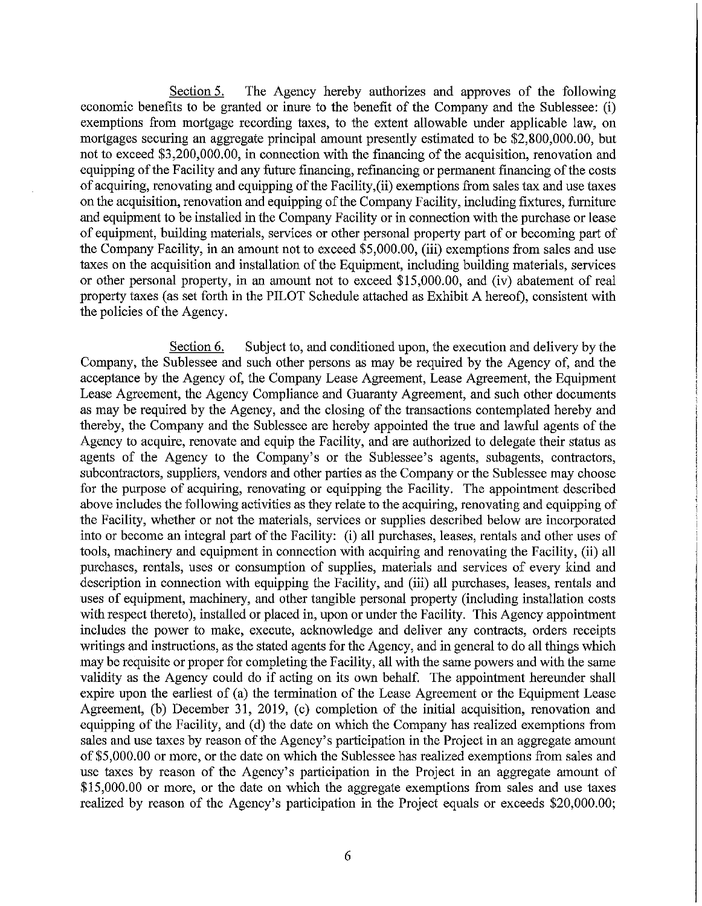Section 5. The Agency hereby authorizes and approves of the following economic benefits to be granted or inure to the benefit of the Company and the Sublessee: (i) exemptions from mortgage recording taxes, to the extent allowable under applicable law, on mortgages securing an aggregate principal amount presently estimated to be $2,800,000.00, but not to exceed $3,200,000.00, in connection with the financing of the acquisition, renovation and equipping of the Facility and any future financing, refinancing or permanent financing of the costs of acquiring, renovating and equipping of the Facility,(ii) exemptions from sales tax and use taxes on the acquisition, renovation and equipping of the Company Facility, including fixtures, furniture and equipment to be installed in the Company Facility or in connection with the purchase or lease of equipment, building materials, services or other personal property part of or becoming part of the Company Facility, in an amount not to exceed $5,000.00, (iii) exemptions from sales and use taxes on the acquisition and installation of the Equipment, including building materials, services or other personal property, in an amount not to exceed $15,000.00, and (iv) abatement of real property taxes (as set forth in the PILOT Schedule attached as Exhibit A hereof), consistent with the policies of the Agency.

Section 6. Subject to, and conditioned upon, the execution and delivery by the Company, the Sublessee and such other persons as may be required by the Agency of, and the acceptance by the Agency of, the Company Lease Agreement, Lease Agreement, the Equipment Lease Agreement, the Agency Compliance and Guaranty Agreement, and such other documents as may be required by the Agency, and the closing of the transactions contemplated hereby and thereby, the Company and the Sublessee are hereby appointed the true and lawful agents of the Agency to acquire, renovate and equip the Facility, and are authorized to delegate their status as agents of the Agency to the Company's or the Sublessee's agents, subagents, contractors, subcontractors, suppliers, vendors and other parties as the Company or the Sublessee may choose for the purpose of acquiring, renovating or equipping the Facility. The appointment described above includes the following activities as they relate to the acquiring, renovating and equipping of the Facility, whether or not the materials, services or supplies described below are incorporated into or become an integral part of the Facility: (i) all purchases, leases, rentals and other uses of tools, machinery and equipment in connection with acquiring and renovating the Facility, (ii) all purchases, rentals, uses or consumption of supplies, materials and services of every kind and description in connection with equipping the Facility, and (iii) all purchases, leases, rentals and uses of equipment, machinery, and other tangible personal property (including installation costs with respect thereto), installed or placed in, upon or under the Facility. This Agency appointment includes the power to make, execute, acknowledge and deliver any contracts, orders receipts writings and instructions, as the stated agents for the Agency, and in general to do all things which may be requisite or proper for completing the Facility, all with the same powers and with the same validity as the Agency could do if acting on its own behalf. The appointment hereunder shall expire upon the earliest of (a) the termination of the Lease Agreement or the Equipment Lease Agreement, (b) December 31, 2019, (c) completion of the initial acquisition, renovation and equipping of the Facility, and (d) the date on which the Company has realized exemptions from sales and use taxes by reason of the Agency's participation in the Project in an aggregate amount of $5,000.00 or more, or the date on which the Sublessee has realized exemptions from sales and use taxes by reason of the Agency's participation in the Project in an aggregate amount of $15,000.00 or more, or the date on which the aggregate exemptions from sales and use taxes realized by reason of the Agency's participation in the Project equals or exceeds $20,000.00;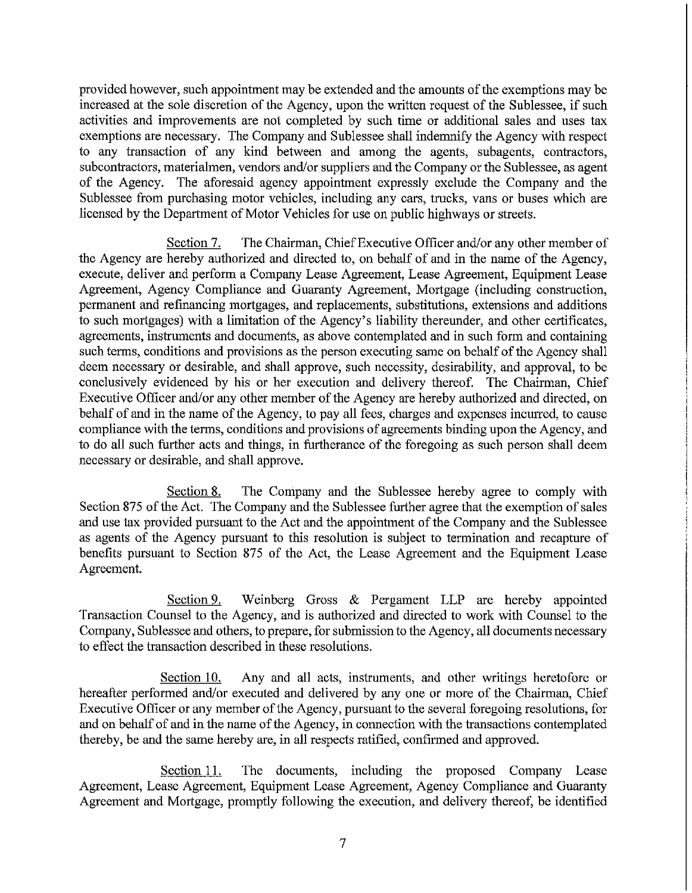provided however, such appointment may be extended and the amounts of the exemptions may be increased at the sole discretion of the Agency, upon the written request of the Sublessee, if such activities and improvements are not completed by such time or additional sales and uses tax exemptions are necessary. The Company and Sublessee shall indemnify the Agency with respect to any transaction of any kind between and among the agents, subagents, contractors, subcontractors, materialmen, vendors and/or suppliers and the Company or the Sublessee, as agent of the Agency. The aforesaid agency appointment expressly exclude the Company and the Sublessee from purchasing motor vehicles, including any cars, trucks, vans or buses which are licensed by the Department of Motor Vehicles for use on public highways or streets.

Section 7. The Chairman, Chief Executive Officer and/or any other member of the Agency are hereby authorized and directed to, on behalf of and in the name of the Agency, execute, deliver and perform a Company Lease Agreement, Lease Agreement, Equipment Lease Agreement, Agency Compliance and Guaranty Agreement, Mortgage (including construction, permanent and refinancing mortgages, and replacements, substitutions, extensions and additions to such mortgages) with a limitation of the Agency's liability thereunder, and other certificates, agreements, instruments and documents, as above contemplated and in such form and containing such terms, conditions and provisions as the person executing same on behalf of the Agency shall deem necessary or desirable, and shall approve, such necessity, desirability, and approval, to be conclusively evidenced by his or her execution and delivery thereof. The Chairman, Chief Executive Officer and/or any other member of the Agency are hereby authorized and directed, on behalf of and in the name of the Agency, to pay all fees, charges and expenses incurred, to cause compliance with the terms, conditions and provisions of agreements binding upon the Agency, and to do all such further acts and things, in furtherance of the foregoing as such person shall deem necessary or desirable, and shall approve.

Section 8. The Company and the Sublessee hereby agree to comply with Section 875 of the Act. The Company and the Sublessee further agree that the exemption of sales and use tax provided pursuant to the Act and the appointment of the Company and the Sublessee as agents of the Agency pursuant to this resolution is subject to termination and recapture of benefits pursuant to Section 875 of the Act, the Lease Agreement and the Equipment Lease Agreement.

Section 9. Weinberg Gross & Pergament LLP are hereby appointed Transaction Counsel to the Agency, and is authorized and directed to work with Counsel to the Company, Sublessee and others, to prepare, for submission to the Agency, all documents necessary to effect the transaction described in these resolutions.

Section 10. Any and all acts, instruments, and other writings heretofore or hereafter performed and/or executed and delivered by any one or more of the Chairman, Chief Executive Officer or any member of the Agency, pursuant to the several foregoing resolutions, for and on behalf of and in the name of the Agency, in connection with the transactions contemplated thereby, be and the same hereby are, in all respects ratified, confirmed and approved.

Section 11. The documents, including the proposed Company Lease Agreement, Lease Agreement, Equipment Lease Agreement, Agency Compliance and Guaranty Agreement and Mortgage, promptly following the execution, and delivery thereof, be identified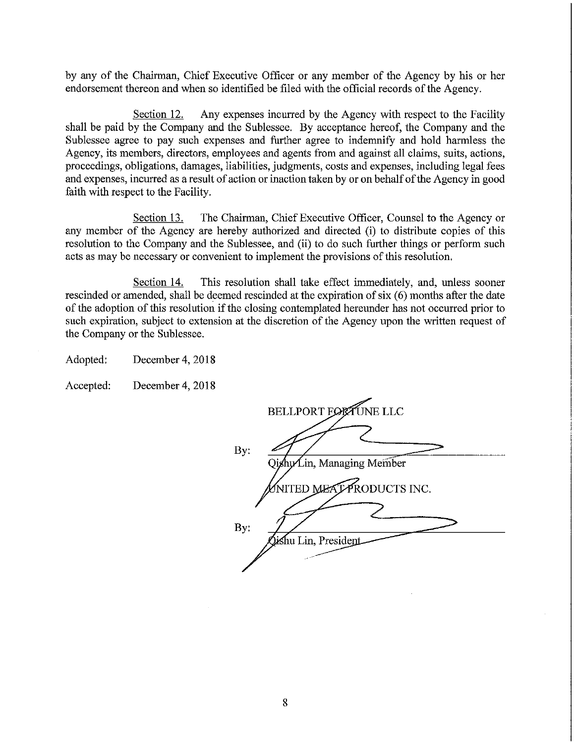by any of the Chairman, Chief Executive Officer or any member of the Agency by his or her endorsement thereon and when so identified be filed with the official records of the Agency.

Section 12. Any expenses incurred by the Agency with respect to the Facility shall be paid by the Company and the Sublessee. By acceptance hereof, the Company and the Sublessee agree to pay such expenses and further agree to indemnify and hold harmless the Agency, its members, directors, employees and agents from and against all claims, suits, actions, proceedings, obligations, damages, liabilities, judgments, costs and expenses, including legal fees and expenses, incurred as a result of action or inaction taken by or on behalf of the Agency in good faith with respect to the Facility.

Section 13. The Chairman, Chief Executive Officer, Counsel to the Agency or any member of the Agency are hereby authorized and directed (i) to distribute copies of this resolution to the Company and the Sublessee, and (ii) to do such further things or perform such acts as may be necessary or convenient to implement the provisions of this resolution.

Section 14. This resolution shall take effect immediately, and, unless sooner rescinded or amended, shall be deemed rescinded at the expiration of six (6) months after the date of the adoption of this resolution if the closing contemplated hereunder has not occurred prior to such expiration, subject to extension at the discretion of the Agency upon the written request of the Company or the Sublessee.

Adopted: December 4, 2018

Accepted: December 4, 2018

BELLPORT FORTUNE LLC

By: \_\_\_\_\_\_\_\_\_\_\_\_\_\_\_\_\_\_\_\_\_\_\_\_\_\_\_\_
Qishu Lin, Managing Member

UNITED MEAT PRODUCTS INC.

By: \_\_\_\_\_\_\_\_\_\_\_\_\_\_\_\_\_\_\_\_\_\_\_\_\_\_\_\_
Qishu Lin, President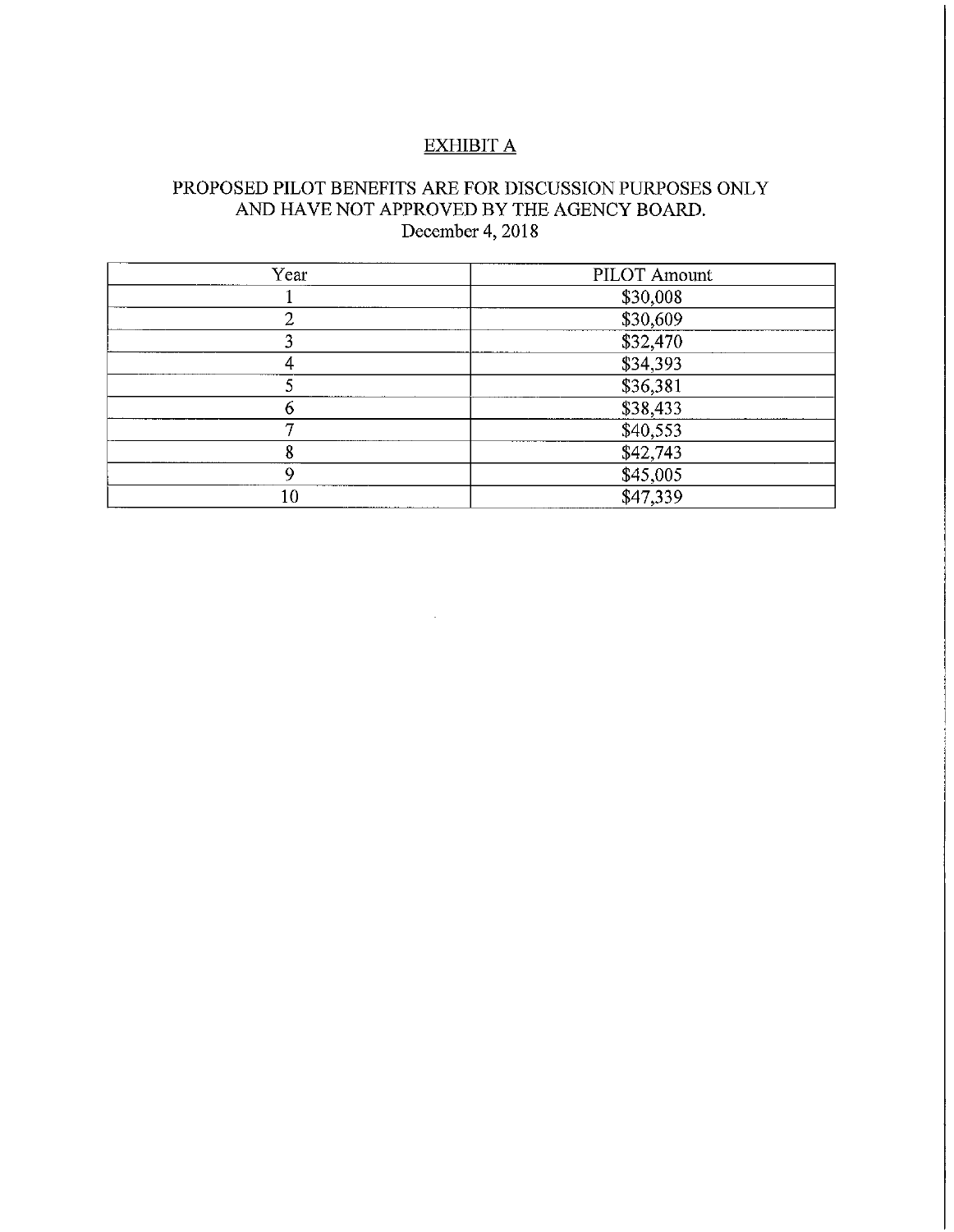## EXHIBIT A

PROPOSED PILOT BENEFITS ARE FOR DISCUSSION PURPOSES ONLY AND HAVE NOT APPROVED BY THE AGENCY BOARD.
December 4, 2018

| Year | PILOT Amount |
|---|---|
| 1 | $30,008 |
| 2 | $30,609 |
| 3 | $32,470 |
| 4 | $34,393 |
| 5 | $36,381 |
| 6 | $38,433 |
| 7 | $40,553 |
| 8 | $42,743 |
| 9 | $45,005 |
| 10 | $47,339 |